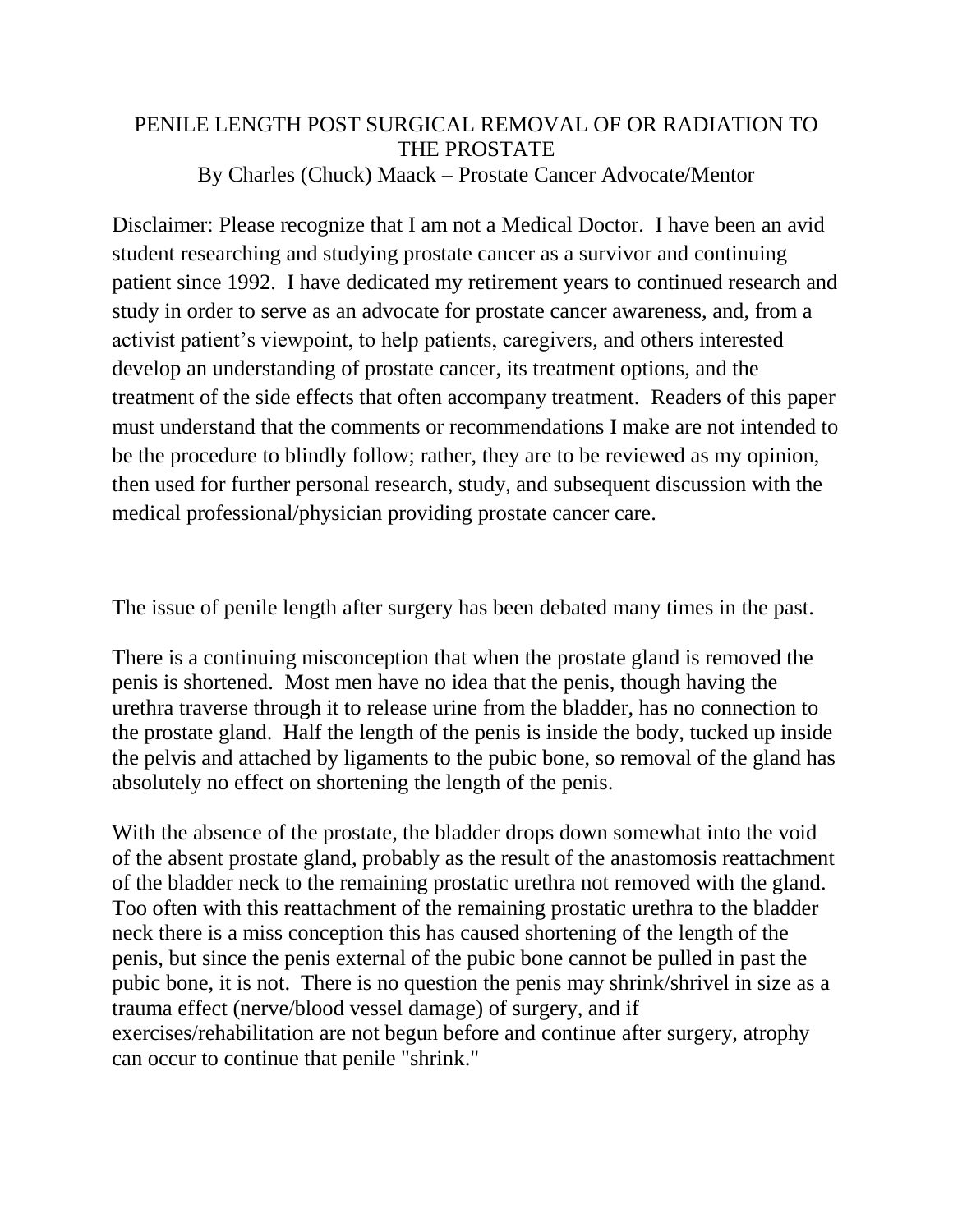# PENILE LENGTH POST SURGICAL REMOVAL OF OR RADIATION TO THE PROSTATE

By Charles (Chuck) Maack – Prostate Cancer Advocate/Mentor

Disclaimer: Please recognize that I am not a Medical Doctor. I have been an avid student researching and studying prostate cancer as a survivor and continuing patient since 1992. I have dedicated my retirement years to continued research and study in order to serve as an advocate for prostate cancer awareness, and, from a activist patient's viewpoint, to help patients, caregivers, and others interested develop an understanding of prostate cancer, its treatment options, and the treatment of the side effects that often accompany treatment. Readers of this paper must understand that the comments or recommendations I make are not intended to be the procedure to blindly follow; rather, they are to be reviewed as my opinion, then used for further personal research, study, and subsequent discussion with the medical professional/physician providing prostate cancer care.

The issue of penile length after surgery has been debated many times in the past.

There is a continuing misconception that when the prostate gland is removed the penis is shortened. Most men have no idea that the penis, though having the urethra traverse through it to release urine from the bladder, has no connection to the prostate gland. Half the length of the penis is inside the body, tucked up inside the pelvis and attached by ligaments to the pubic bone, so removal of the gland has absolutely no effect on shortening the length of the penis.

With the absence of the prostate, the bladder drops down somewhat into the void of the absent prostate gland, probably as the result of the anastomosis reattachment of the bladder neck to the remaining prostatic urethra not removed with the gland. Too often with this reattachment of the remaining prostatic urethra to the bladder neck there is a miss conception this has caused shortening of the length of the penis, but since the penis external of the pubic bone cannot be pulled in past the pubic bone, it is not. There is no question the penis may shrink/shrivel in size as a trauma effect (nerve/blood vessel damage) of surgery, and if exercises/rehabilitation are not begun before and continue after surgery, atrophy can occur to continue that penile "shrink."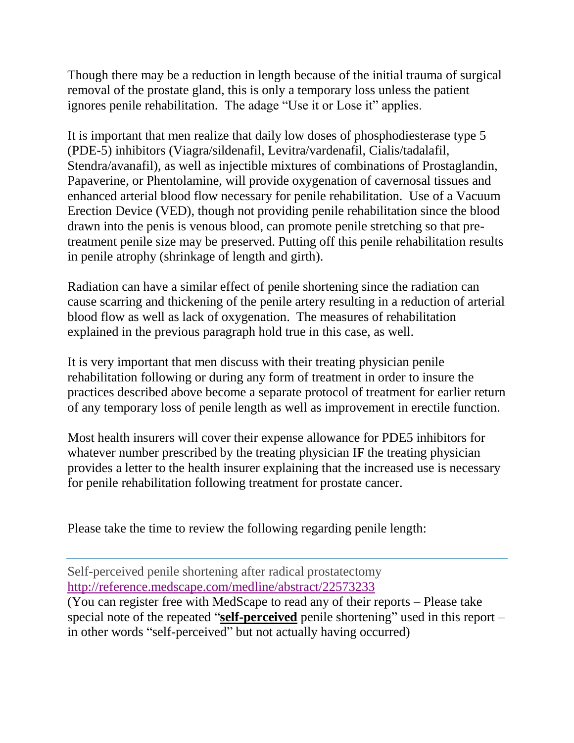Though there may be a reduction in length because of the initial trauma of surgical removal of the prostate gland, this is only a temporary loss unless the patient ignores penile rehabilitation. The adage "Use it or Lose it" applies.

It is important that men realize that daily low doses of phosphodiesterase type 5 (PDE-5) inhibitors (Viagra/sildenafil, Levitra/vardenafil, Cialis/tadalafil, Stendra/avanafil), as well as injectible mixtures of combinations of Prostaglandin, Papaverine, or Phentolamine, will provide oxygenation of cavernosal tissues and enhanced arterial blood flow necessary for penile rehabilitation. Use of a Vacuum Erection Device (VED), though not providing penile rehabilitation since the blood drawn into the penis is venous blood, can promote penile stretching so that pre-treatment penile size may be preserved. Putting off this penile rehabilitation results in penile atrophy (shrinkage of length and girth).

Radiation can have a similar effect of penile shortening since the radiation can cause scarring and thickening of the penile artery resulting in a reduction of arterial blood flow as well as lack of oxygenation. The measures of rehabilitation explained in the previous paragraph hold true in this case, as well.

It is very important that men discuss with their treating physician penile rehabilitation following or during any form of treatment in order to insure the practices described above become a separate protocol of treatment for earlier return of any temporary loss of penile length as well as improvement in erectile function.

Most health insurers will cover their expense allowance for PDE5 inhibitors for whatever number prescribed by the treating physician IF the treating physician provides a letter to the health insurer explaining that the increased use is necessary for penile rehabilitation following treatment for prostate cancer.

Please take the time to review the following regarding penile length:

---

Self-perceived penile shortening after radical prostatectomy
[http://reference.medscape.com/medline/abstract/22573233](http://reference.medscape.com/medline/abstract/22573233)
(You can register free with MedScape to read any of their reports – Please take special note of the repeated "**self-perceived** penile shortening" used in this report – in other words "self-perceived" but not actually having occurred)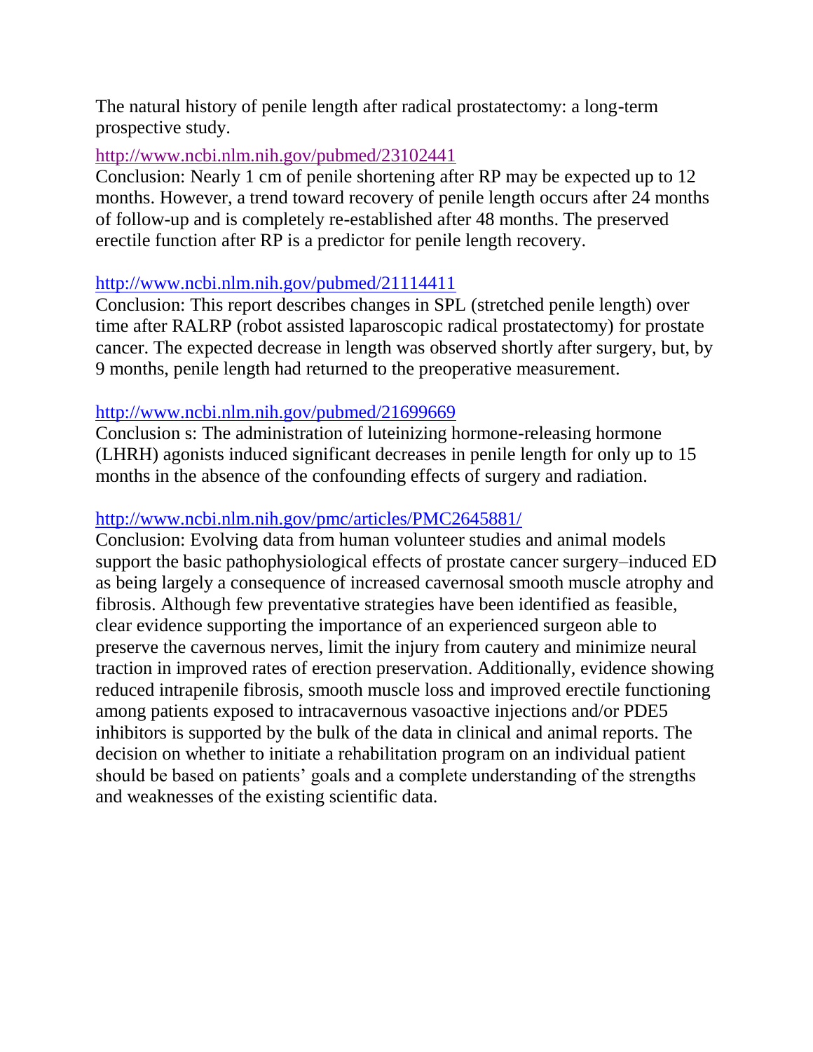The natural history of penile length after radical prostatectomy: a long-term prospective study.

http://www.ncbi.nlm.nih.gov/pubmed/23102441

Conclusion: Nearly 1 cm of penile shortening after RP may be expected up to 12 months. However, a trend toward recovery of penile length occurs after 24 months of follow-up and is completely re-established after 48 months. The preserved erectile function after RP is a predictor for penile length recovery.

http://www.ncbi.nlm.nih.gov/pubmed/21114411

Conclusion: This report describes changes in SPL (stretched penile length) over time after RALRP (robot assisted laparoscopic radical prostatectomy) for prostate cancer. The expected decrease in length was observed shortly after surgery, but, by 9 months, penile length had returned to the preoperative measurement.

http://www.ncbi.nlm.nih.gov/pubmed/21699669

Conclusion s: The administration of luteinizing hormone-releasing hormone (LHRH) agonists induced significant decreases in penile length for only up to 15 months in the absence of the confounding effects of surgery and radiation.

http://www.ncbi.nlm.nih.gov/pmc/articles/PMC2645881/

Conclusion: Evolving data from human volunteer studies and animal models support the basic pathophysiological effects of prostate cancer surgery–induced ED as being largely a consequence of increased cavernosal smooth muscle atrophy and fibrosis. Although few preventative strategies have been identified as feasible, clear evidence supporting the importance of an experienced surgeon able to preserve the cavernous nerves, limit the injury from cautery and minimize neural traction in improved rates of erection preservation. Additionally, evidence showing reduced intrapenile fibrosis, smooth muscle loss and improved erectile functioning among patients exposed to intracavernous vasoactive injections and/or PDE5 inhibitors is supported by the bulk of the data in clinical and animal reports. The decision on whether to initiate a rehabilitation program on an individual patient should be based on patients' goals and a complete understanding of the strengths and weaknesses of the existing scientific data.